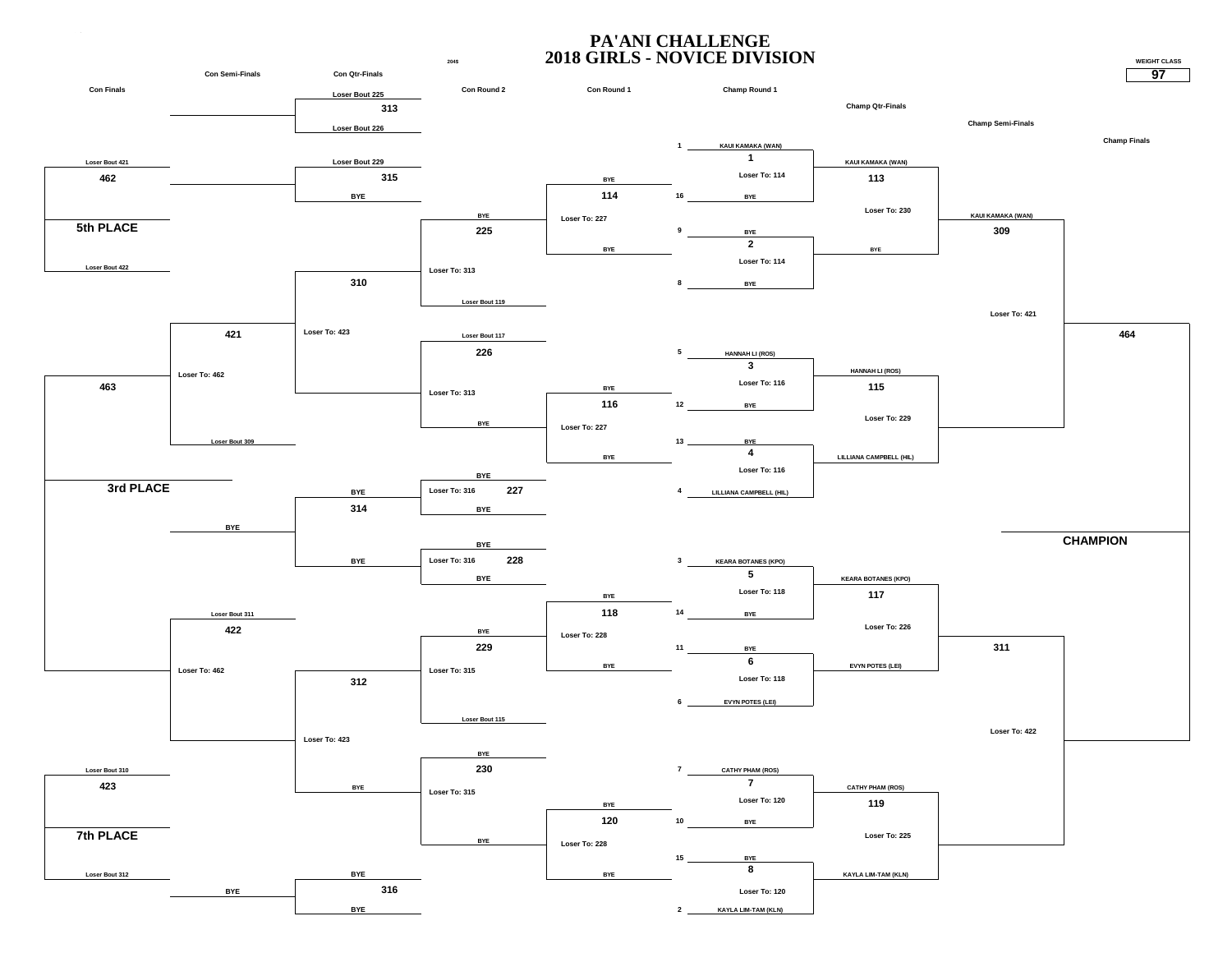# PA'ANI CHALLENGE
# 2018 GIRLS - NOVICE DIVISION

WEIGHT CLASS: **97**

## Championship Bracket

### Champ Round 1

| Seed | Wrestler | Bout | Note |
|---|---|---|---|
| 1 | KAUI KAMAKA (WAN) | 1 | Loser To: 114 |
| 16 | BYE | | |
| 9 | BYE | 2 | Loser To: 114 |
| 8 | BYE | | |
| 5 | HANNAH LI (ROS) | 3 | Loser To: 116 |
| 12 | BYE | | |
| 13 | BYE | 4 | Loser To: 116 |
| 4 | LILLIANA CAMPBELL (HIL) | | |
| 3 | KEARA BOTANES (KPO) | 5 | Loser To: 118 |
| 14 | BYE | | |
| 11 | BYE | 6 | Loser To: 118 |
| 6 | EVYN POTES (LEI) | | |
| 7 | CATHY PHAM (ROS) | 7 | Loser To: 120 |
| 10 | BYE | | |
| 15 | BYE | 8 | Loser To: 120 |
| 2 | KAYLA LIM-TAM (KLN) | | |

### Champ Qtr-Finals

| Bout | Wrestlers | Note |
|---|---|---|
| 113 | KAUI KAMAKA (WAN) vs BYE | Loser To: 230 |
| 115 | HANNAH LI (ROS) vs LILLIANA CAMPBELL (HIL) | Loser To: 229 |
| 117 | KEARA BOTANES (KPO) vs EVYN POTES (LEI) | Loser To: 226 |
| 119 | CATHY PHAM (ROS) vs KAYLA LIM-TAM (KLN) | Loser To: 225 |

### Champ Semi-Finals

| Bout | Wrestlers | Note |
|---|---|---|
| 309 | KAUI KAMAKA (WAN) vs Winner 115 | Loser To: 421 |
| 311 | Winner 117 vs Winner 119 | Loser To: 422 |

### Champ Finals

| Bout | Result |
|---|---|
| 464 | CHAMPION |

## Consolation Bracket

### Con Round 1

| Bout | Wrestlers | Note |
|---|---|---|
| 114 | BYE vs BYE | Loser To: 227 |
| 116 | BYE vs BYE | Loser To: 227 |
| 118 | BYE vs BYE | Loser To: 228 |
| 120 | BYE vs BYE | Loser To: 228 |

### Con Round 2

| Bout | Wrestlers | Note |
|---|---|---|
| 225 | BYE vs Loser Bout 119 | Loser To: 313 |
| 226 | Loser Bout 117 vs BYE | Loser To: 313 |
| 227 | BYE vs BYE | Loser To: 316 |
| 228 | BYE vs BYE | Loser To: 316 |
| 229 | BYE vs Loser Bout 115 | Loser To: 315 |
| 230 | BYE vs BYE | Loser To: 315 |

### Con Qtr-Finals

| Bout | Wrestlers | Note |
|---|---|---|
| 313 | Loser Bout 225 vs Loser Bout 226 | |
| 315 | Loser Bout 229 vs BYE | |
| 310 | Winner 225 vs Winner 226 | Loser To: 423 |
| 314 | BYE vs BYE | |
| 312 | Winner 229 vs Winner 230 | Loser To: 423 |
| 316 | BYE vs BYE | |

### Con Semi-Finals

| Bout | Wrestlers | Note |
|---|---|---|
| 421 | Winner 310 vs Loser Bout 309 | Loser To: 462 |
| 422 | Loser Bout 311 vs Winner 312 | Loser To: 462 |

### Con Finals

| Bout | Wrestlers | Result |
|---|---|---|
| 462 | Loser Bout 421 vs Loser Bout 422 | 5th PLACE |
| 463 | Winner 421 vs Winner 422 | 3rd PLACE |
| 423 | Loser Bout 310 vs Loser Bout 312 | 7th PLACE |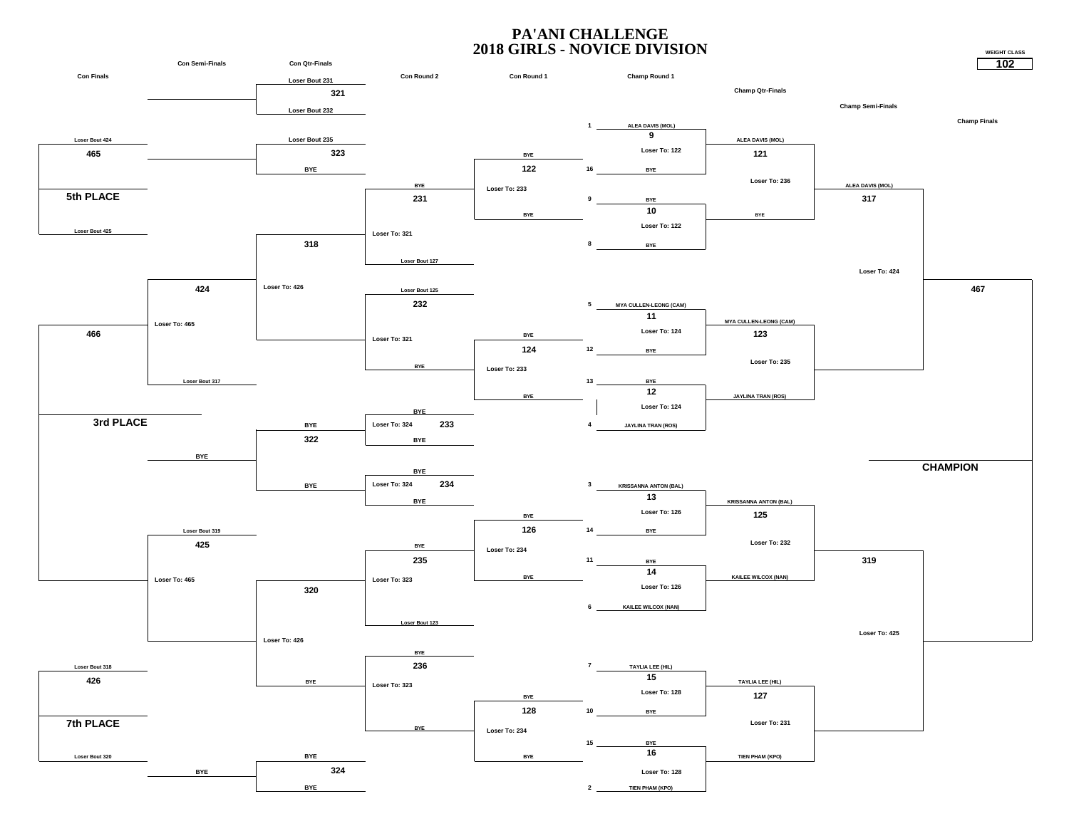# PA'ANI CHALLENGE
# 2018 GIRLS - NOVICE DIVISION

WEIGHT CLASS: **102**

## Championship Bracket

**Champ Round 1**

| Seed | Wrestler | Bout | Note |
|---|---|---|---|
| 1 | ALEA DAVIS (MOL) | 9 | Loser To: 122 |
| 16 | BYE | | |
| 9 | BYE | 10 | Loser To: 122 |
| 8 | BYE | | |
| 5 | MYA CULLEN-LEONG (CAM) | 11 | Loser To: 124 |
| 12 | BYE | | |
| 13 | BYE | 12 | Loser To: 124 |
| 4 | JAYLINA TRAN (ROS) | | |
| 3 | KRISSANNA ANTON (BAL) | 13 | Loser To: 126 |
| 14 | BYE | | |
| 11 | BYE | 14 | Loser To: 126 |
| 6 | KAILEE WILCOX (NAN) | | |
| 7 | TAYLIA LEE (HIL) | 15 | Loser To: 128 |
| 10 | BYE | | |
| 15 | BYE | 16 | Loser To: 128 |
| 2 | TIEN PHAM (KPO) | | |

**Champ Qtr-Finals**

| Bout | Wrestlers | Note |
|---|---|---|
| 121 | ALEA DAVIS (MOL) vs BYE | Loser To: 236 |
| 123 | MYA CULLEN-LEONG (CAM) vs JAYLINA TRAN (ROS) | Loser To: 235 |
| 125 | KRISSANNA ANTON (BAL) vs KAILEE WILCOX (NAN) | Loser To: 232 |
| 127 | TAYLIA LEE (HIL) vs TIEN PHAM (KPO) | Loser To: 231 |

**Champ Semi-Finals**

| Bout | Wrestlers | Note |
|---|---|---|
| 317 | ALEA DAVIS (MOL) | Loser To: 424 |
| 319 | | Loser To: 425 |

**Champ Finals**

| Bout | |
|---|---|
| 467 | CHAMPION |

## Consolation Bracket

**Con Round 1**

| Bout | Wrestlers | Note |
|---|---|---|
| 122 | BYE vs BYE | Loser To: 233 |
| 124 | BYE vs BYE | Loser To: 233 |
| 126 | BYE vs BYE | Loser To: 234 |
| 128 | BYE vs BYE | Loser To: 234 |

**Con Round 2**

| Bout | Wrestlers | Note |
|---|---|---|
| 231 | BYE vs Loser Bout 127 | Loser To: 321 |
| 232 | Loser Bout 125 vs BYE | Loser To: 321 |
| 233 | BYE vs BYE | Loser To: 324 |
| 234 | BYE vs BYE | Loser To: 324 |
| 235 | BYE vs Loser Bout 123 | Loser To: 323 |
| 236 | BYE vs BYE | Loser To: 323 |

**Con Qtr-Finals**

| Bout | Wrestlers | Note |
|---|---|---|
| 321 | Loser Bout 231 vs Loser Bout 232 | |
| 323 | Loser Bout 235 vs BYE | |
| 318 | | Loser To: 426 |
| 322 | BYE vs BYE | |
| 320 | | Loser To: 426 |
| 324 | BYE vs BYE | |

**Con Semi-Finals**

| Bout | Wrestlers | Note |
|---|---|---|
| 424 | Loser Bout 317 | Loser To: 465 |
| 425 | Loser Bout 319 | Loser To: 465 |

**Con Finals**

| Bout | Wrestlers | Place |
|---|---|---|
| 465 | Loser Bout 424 vs Loser Bout 425 | 5th PLACE |
| 466 | | 3rd PLACE |
| 426 | Loser Bout 318 vs Loser Bout 320 | 7th PLACE |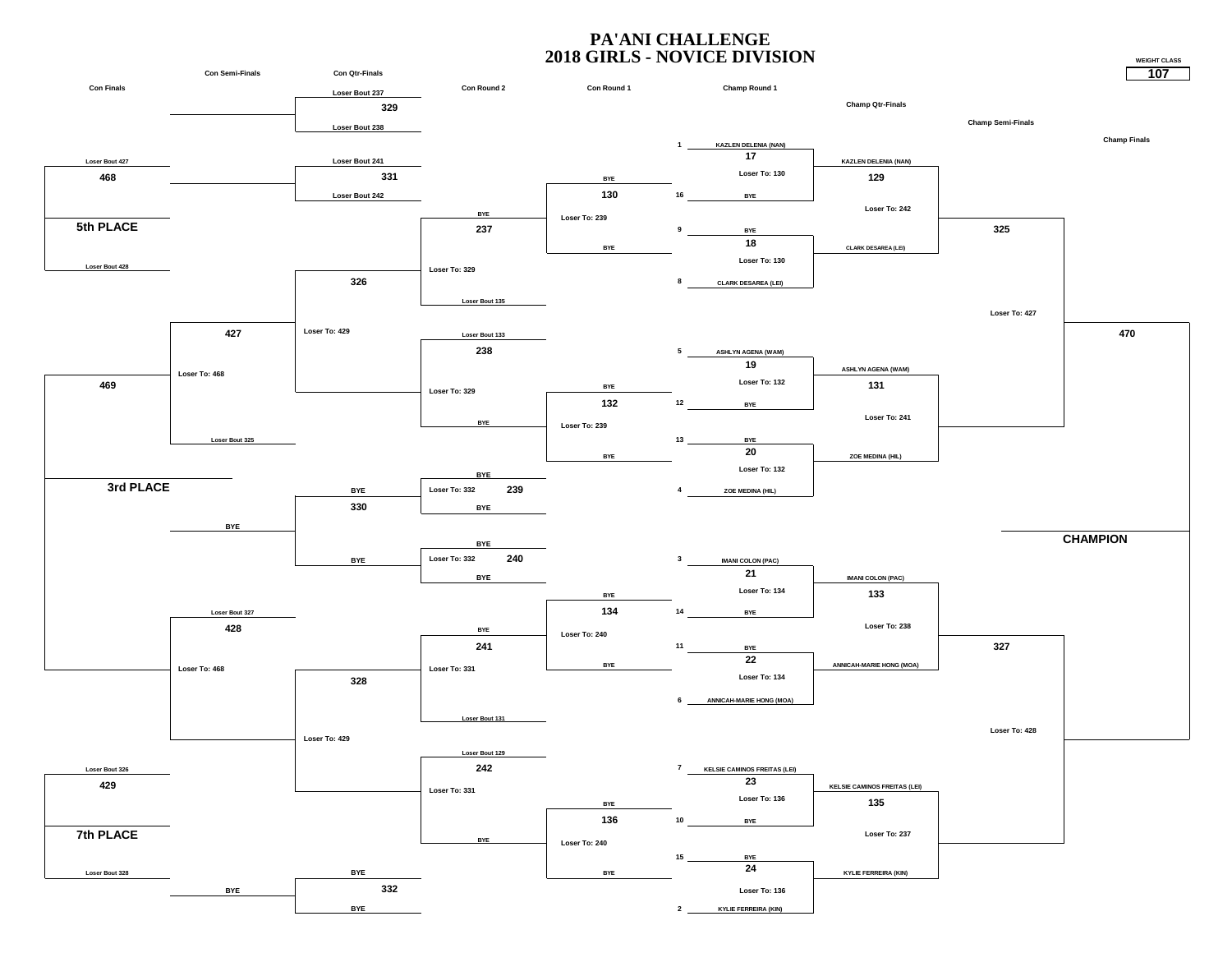# PA'ANI CHALLENGE
## 2018 GIRLS - NOVICE DIVISION

WEIGHT CLASS: **107**

### Championship Bracket

**Champ Round 1**

| Seed | Wrestler | Bout |
|---|---|---|
| 1 | KAZLEN DELENIA (NAN) | 17 |
| 16 | BYE | Loser To: 130 |
| 9 | BYE | 18 |
| 8 | CLARK DESAREA (LEI) | Loser To: 130 |
| 5 | ASHLYN AGENA (WAM) | 19 |
| 12 | BYE | Loser To: 132 |
| 13 | BYE | 20 |
| 4 | ZOE MEDINA (HIL) | Loser To: 132 |
| 3 | IMANI COLON (PAC) | 21 |
| 14 | BYE | Loser To: 134 |
| 11 | BYE | 22 |
| 6 | ANNICAH-MARIE HONG (MOA) | Loser To: 134 |
| 7 | KELSIE CAMINOS FREITAS (LEI) | 23 |
| 10 | BYE | Loser To: 136 |
| 15 | BYE | 24 |
| 2 | KYLIE FERREIRA (KIN) | Loser To: 136 |

**Champ Qtr-Finals**

| Bout | Wrestlers | Loser To |
|---|---|---|
| 129 | KAZLEN DELENIA (NAN) vs CLARK DESAREA (LEI) | Loser To: 242 |
| 131 | ASHLYN AGENA (WAM) vs ZOE MEDINA (HIL) | Loser To: 241 |
| 133 | IMANI COLON (PAC) vs ANNICAH-MARIE HONG (MOA) | Loser To: 238 |
| 135 | KELSIE CAMINOS FREITAS (LEI) vs KYLIE FERREIRA (KIN) | Loser To: 237 |

**Champ Semi-Finals**

| Bout | Loser To |
|---|---|
| 325 | Loser To: 427 |
| 327 | Loser To: 428 |

**Champ Finals**

| Bout |
|---|
| 470 |

**CHAMPION**

### Consolation Bracket

**Con Round 1**

| Bout | Wrestlers | Loser To |
|---|---|---|
| 130 | BYE vs BYE | Loser To: 239 |
| 132 | BYE vs BYE | Loser To: 239 |
| 134 | BYE vs BYE | Loser To: 240 |
| 136 | BYE vs BYE | Loser To: 240 |

**Con Round 2**

| Bout | Wrestlers | Loser To |
|---|---|---|
| 237 | BYE vs Loser Bout 135 | Loser To: 329 |
| 238 | Loser Bout 133 vs BYE | Loser To: 329 |
| 239 | BYE vs BYE | Loser To: 332 |
| 240 | BYE vs BYE | Loser To: 332 |
| 241 | BYE vs Loser Bout 131 | Loser To: 331 |
| 242 | Loser Bout 129 vs BYE | Loser To: 331 |

**Con Qtr-Finals**

| Bout | Wrestlers | Loser To |
|---|---|---|
| 329 | Loser Bout 237 vs Loser Bout 238 | |
| 331 | Loser Bout 241 vs Loser Bout 242 | |
| 326 | | Loser To: 429 |
| 330 | BYE vs BYE | |
| 328 | | Loser To: 429 |
| 332 | BYE vs BYE | |

**Con Semi-Finals**

| Bout | Wrestlers | Loser To |
|---|---|---|
| 427 | vs Loser Bout 325 | Loser To: 468 |
| 428 | Loser Bout 327 vs | Loser To: 468 |

**Con Finals**

| Bout | Wrestlers | Placement |
|---|---|---|
| 468 | Loser Bout 427 vs Loser Bout 428 | 5th PLACE |
| 469 | | 3rd PLACE |
| 429 | Loser Bout 326 vs Loser Bout 328 | 7th PLACE |

BYE (Con Semi-Finals slots, bouts 330 and 332)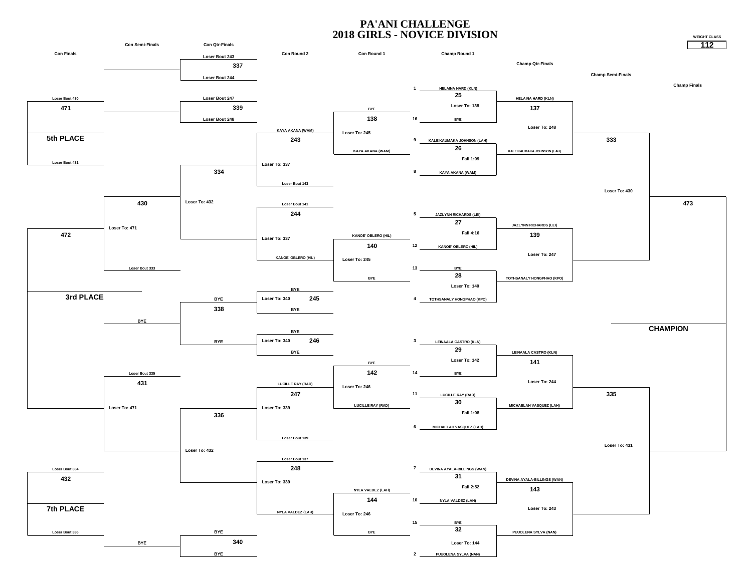# PA'ANI CHALLENGE
# 2018 GIRLS - NOVICE DIVISION

**WEIGHT CLASS: 112**

## Championship Bracket

### Champ Round 1

| Bout | Seed | Wrestler | Result |
|---|---|---|---|
| 25 | 1 | HELAINA HARD (KLN) | |
| | 16 | BYE | Loser To: 138 |
| 26 | 9 | KALEIKAUMAKA JOHNSON (LAH) | Fall 1:09 |
| | 8 | KAYA AKANA (WAM) | |
| 27 | 5 | JAZLYNN RICHARDS (LEI) | Fall 4:16 |
| | 12 | KANOE' OBLERO (HIL) | |
| 28 | 13 | BYE | Loser To: 140 |
| | 4 | TOTHSANALY HONGPHAO (KPO) | |
| 29 | 3 | LEINAALA CASTRO (KLN) | |
| | 14 | BYE | Loser To: 142 |
| 30 | 11 | LUCILLE RAY (RAD) | Fall 1:08 |
| | 6 | MICHAELAH VASQUEZ (LAH) | |
| 31 | 7 | DEVINA AYALA-BILLINGS (WAN) | Fall 2:52 |
| | 10 | NYLA VALDEZ (LAH) | |
| 32 | 15 | BYE | Loser To: 144 |
| | 2 | PUUOLENA SYLVA (NAN) | |

### Champ Qtr-Finals

| Bout | Wrestlers | Note |
|---|---|---|
| 137 | HELAINA HARD (KLN) vs. KALEIKAUMAKA JOHNSON (LAH) | Loser To: 248 |
| 139 | JAZLYNN RICHARDS (LEI) vs. TOTHSANALY HONGPHAO (KPO) | Loser To: 247 |
| 141 | LEINAALA CASTRO (KLN) vs. MICHAELAH VASQUEZ (LAH) | Loser To: 244 |
| 143 | DEVINA AYALA-BILLINGS (WAN) vs. PUUOLENA SYLVA (NAN) | Loser To: 243 |

### Champ Semi-Finals

| Bout | Note |
|---|---|
| 333 | Loser To: 430 |
| 335 | Loser To: 431 |

### Champ Finals

| Bout | |
|---|---|
| 473 | CHAMPION |

## Consolation Bracket

### Con Round 1

| Bout | Wrestlers | Note |
|---|---|---|
| 138 | BYE vs. KAYA AKANA (WAM) | Loser To: 245 |
| 140 | KANOE' OBLERO (HIL) vs. BYE | Loser To: 245 |
| 142 | BYE vs. LUCILLE RAY (RAD) | Loser To: 246 |
| 144 | NYLA VALDEZ (LAH) vs. BYE | Loser To: 246 |

### Con Round 2

| Bout | Wrestlers | Note |
|---|---|---|
| 243 | KAYA AKANA (WAM) vs. Loser Bout 143 | Loser To: 337 |
| 244 | Loser Bout 141 vs. KANOE' OBLERO (HIL) | Loser To: 337 |
| 245 | BYE vs. BYE | Loser To: 340 |
| 246 | BYE vs. BYE | Loser To: 340 |
| 247 | LUCILLE RAY (RAD) vs. Loser Bout 139 | Loser To: 339 |
| 248 | Loser Bout 137 vs. NYLA VALDEZ (LAH) | Loser To: 339 |

### Con Qtr-Finals

| Bout | Wrestlers | Note |
|---|---|---|
| 337 | Loser Bout 243 vs. Loser Bout 244 | |
| 339 | Loser Bout 247 vs. Loser Bout 248 | |
| 334 | | Loser To: 432 |
| 338 | BYE vs. BYE | |
| 336 | | Loser To: 432 |
| 340 | BYE vs. BYE | |

### Con Semi-Finals

| Bout | Wrestlers | Note |
|---|---|---|
| 430 | Loser Bout 333 | Loser To: 471 |
| 431 | Loser Bout 335 | Loser To: 471 |

### Con Finals

| Bout | Wrestlers | Place |
|---|---|---|
| 471 | Loser Bout 430 vs. Loser Bout 431 | 5th PLACE |
| 472 | | 3rd PLACE |
| 432 | Loser Bout 334 vs. Loser Bout 336 | 7th PLACE |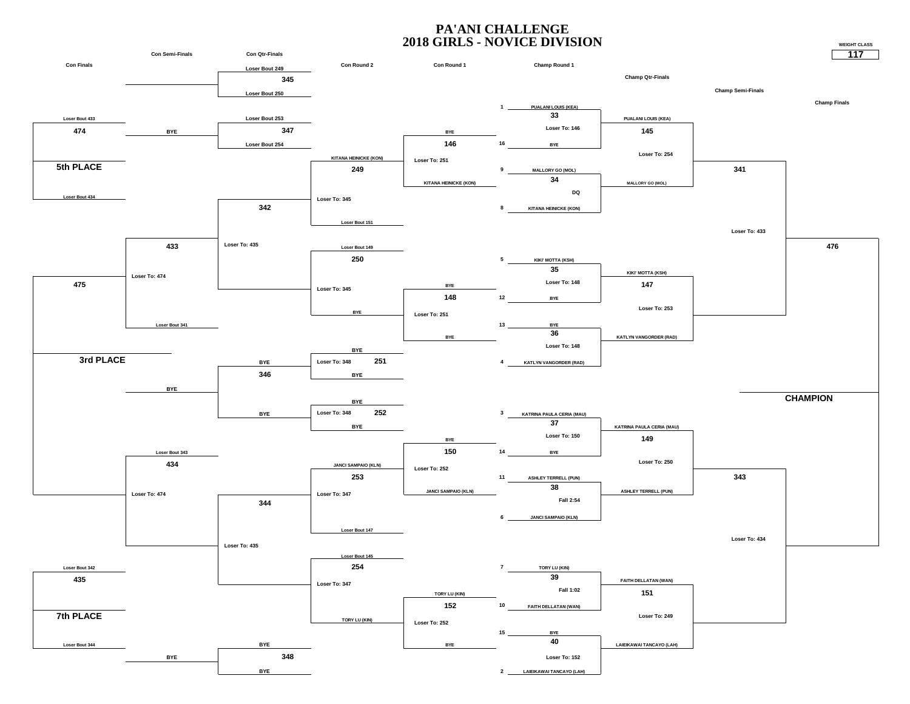# PA'ANI CHALLENGE
# 2018 GIRLS - NOVICE DIVISION

**WEIGHT CLASS: 117**

## Championship Bracket

### Champ Round 1

| Seed | Wrestler | Bout | Result |
|---|---|---|---|
| 1 | PUALANI LOUIS (KEA) | 33 | Loser To: 146 |
| 16 | BYE | | |
| 9 | MALLORY GO (MOL) | 34 | DQ |
| 8 | KITANA HEINICKE (KON) | | |
| 5 | KIKI' MOTTA (KSH) | 35 | Loser To: 148 |
| 12 | BYE | | |
| 13 | BYE | 36 | Loser To: 148 |
| 4 | KATLYN VANGORDER (RAD) | | |
| 3 | KATRINA PAULA CERIA (MAU) | 37 | Loser To: 150 |
| 14 | BYE | | |
| 11 | ASHLEY TERRELL (PUN) | 38 | Fall 2:54 |
| 6 | JANCI SAMPAIO (KLN) | | |
| 7 | TORY LU (KIN) | 39 | Fall 1:02 |
| 10 | FAITH DELLATAN (WAN) | | |
| 15 | BYE | 40 | Loser To: 152 |
| 2 | LAIEIKAWAI TANCAYO (LAH) | | |

### Champ Qtr-Finals

| Bout | Wrestlers | Result |
|---|---|---|
| 145 | PUALANI LOUIS (KEA) vs MALLORY GO (MOL) | Loser To: 254 |
| 147 | KIKI' MOTTA (KSH) vs KATLYN VANGORDER (RAD) | Loser To: 253 |
| 149 | KATRINA PAULA CERIA (MAU) vs ASHLEY TERRELL (PUN) | Loser To: 250 |
| 151 | FAITH DELLATAN (WAN) vs LAIEIKAWAI TANCAYO (LAH) | Loser To: 249 |

### Champ Semi-Finals

| Bout | Result |
|---|---|
| 341 | Loser To: 433 |
| 343 | Loser To: 434 |

### Champ Finals

| Bout | |
|---|---|
| 476 | CHAMPION |

## Consolation Bracket

### Con Round 1

| Bout | Wrestlers | Result |
|---|---|---|
| 146 | BYE vs KITANA HEINICKE (KON) | Loser To: 251 |
| 148 | BYE vs BYE | Loser To: 251 |
| 150 | BYE vs JANCI SAMPAIO (KLN) | Loser To: 252 |
| 152 | TORY LU (KIN) vs BYE | Loser To: 252 |

### Con Round 2

| Bout | Wrestlers | Result |
|---|---|---|
| 249 | KITANA HEINICKE (KON) vs Loser Bout 151 | Loser To: 345 |
| 250 | Loser Bout 149 vs BYE | Loser To: 345 |
| 251 | BYE vs BYE | Loser To: 348 |
| 252 | BYE vs BYE | Loser To: 348 |
| 253 | JANCI SAMPAIO (KLN) vs Loser Bout 147 | Loser To: 347 |
| 254 | Loser Bout 145 vs TORY LU (KIN) | Loser To: 347 |

### Con Qtr-Finals

| Bout | Wrestlers | Result |
|---|---|---|
| 345 | Loser Bout 249 vs Loser Bout 250 | |
| 347 | Loser Bout 253 vs Loser Bout 254 | |
| 342 | | Loser To: 435 |
| 346 | BYE vs BYE | |
| 344 | | Loser To: 435 |
| 348 | BYE vs BYE | |

### Con Semi-Finals

| Bout | Wrestlers | Result |
|---|---|---|
| 433 | vs Loser Bout 341 | Loser To: 474 |
| 434 | Loser Bout 343 vs | Loser To: 474 |

BYE (from 345), BYE (from 346), BYE (from 348)

### Con Finals

| Bout | Wrestlers | Place |
|---|---|---|
| 474 | Loser Bout 433 vs Loser Bout 434 | 5th PLACE |
| 475 | | 3rd PLACE |
| 435 | Loser Bout 342 vs Loser Bout 344 | 7th PLACE |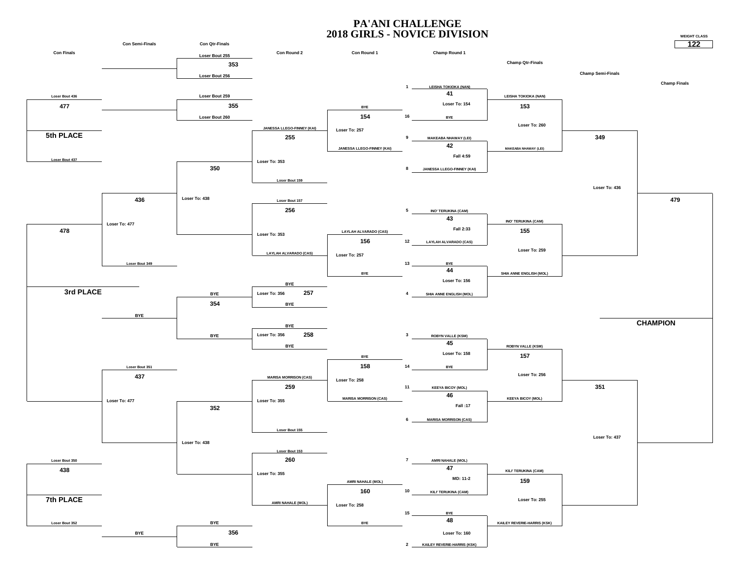# PA'ANI CHALLENGE
# 2018 GIRLS - NOVICE DIVISION

**WEIGHT CLASS: 122**

## Championship Bracket

### Champ Round 1

| Bout | Seed | Wrestler | Result |
|---|---|---|---|
| 41 | 1 | LEISHA TOKIOKA (NAN) | Loser To: 154 |
| | 16 | BYE | |
| 42 | 9 | MAKEABA NHAWAY (LEI) | Fall 4:59 |
| | 8 | JANESSA LLEGO-FINNEY (KAI) | |
| 43 | 5 | INO' TERUKINA (CAM) | Fall 2:33 |
| | 12 | LAYLAH ALVARADO (CAS) | |
| 44 | 13 | BYE | Loser To: 156 |
| | 4 | SHIA ANNE ENGLISH (MOL) | |
| 45 | 3 | ROBYN VALLE (KSM) | Loser To: 158 |
| | 14 | BYE | |
| 46 | 11 | KEEYA BICOY (MOL) | Fall :17 |
| | 6 | MARISA MORRISON (CAS) | |
| 47 | 7 | AMRI NAHALE (MOL) | MD: 11-2 |
| | 10 | KILI' TERUKINA (CAM) | |
| 48 | 15 | BYE | Loser To: 160 |
| | 2 | KAILEY REVERIE-HARRIS (KSK) | |

### Champ Qtr-Finals

| Bout | Wrestlers | Result |
|---|---|---|
| 153 | LEISHA TOKIOKA (NAN) vs. MAKEABA NHAWAY (LEI) | Loser To: 260 |
| 155 | INO' TERUKINA (CAM) vs. SHIA ANNE ENGLISH (MOL) | Loser To: 259 |
| 157 | ROBYN VALLE (KSM) vs. KEEYA BICOY (MOL) | Loser To: 256 |
| 159 | KILI' TERUKINA (CAM) vs. KAILEY REVERIE-HARRIS (KSK) | Loser To: 255 |

### Champ Semi-Finals

| Bout | Result |
|---|---|
| 349 | Loser To: 436 |
| 351 | Loser To: 437 |

### Champ Finals

| Bout | |
|---|---|
| 479 | CHAMPION |

## Consolation Bracket

### Con Round 1

| Bout | Wrestlers | Result |
|---|---|---|
| 154 | BYE vs. JANESSA LLEGO-FINNEY (KAI) | Loser To: 257 |
| 156 | LAYLAH ALVARADO (CAS) vs. BYE | Loser To: 257 |
| 158 | BYE vs. MARISA MORRISON (CAS) | Loser To: 258 |
| 160 | AMRI NAHALE (MOL) vs. BYE | Loser To: 258 |

### Con Round 2

| Bout | Wrestlers | Result |
|---|---|---|
| 255 | JANESSA LLEGO-FINNEY (KAI) vs. Loser Bout 159 | Loser To: 353 |
| 256 | Loser Bout 157 vs. LAYLAH ALVARADO (CAS) | Loser To: 353 |
| 257 | BYE vs. BYE | Loser To: 356 |
| 258 | BYE vs. BYE | Loser To: 356 |
| 259 | MARISA MORRISON (CAS) vs. Loser Bout 155 | Loser To: 355 |
| 260 | Loser Bout 153 vs. AMRI NAHALE (MOL) | Loser To: 355 |

### Con Qtr-Finals

| Bout | Wrestlers | Result |
|---|---|---|
| 353 | Loser Bout 255 vs. Loser Bout 256 | |
| 355 | Loser Bout 259 vs. Loser Bout 260 | |
| 350 | | Loser To: 438 |
| 354 | BYE vs. BYE | |
| 352 | | Loser To: 438 |
| 356 | BYE vs. BYE | |

### Con Semi-Finals

| Bout | Wrestlers | Result |
|---|---|---|
| 436 | vs. Loser Bout 349 | Loser To: 477 |
| 437 | Loser Bout 351 vs. | Loser To: 477 |

### Con Finals

| Bout | Wrestlers | Place |
|---|---|---|
| 477 | Loser Bout 436 vs. Loser Bout 437 | 5th PLACE |
| 478 | | 3rd PLACE |
| 438 | Loser Bout 350 vs. Loser Bout 352 | 7th PLACE |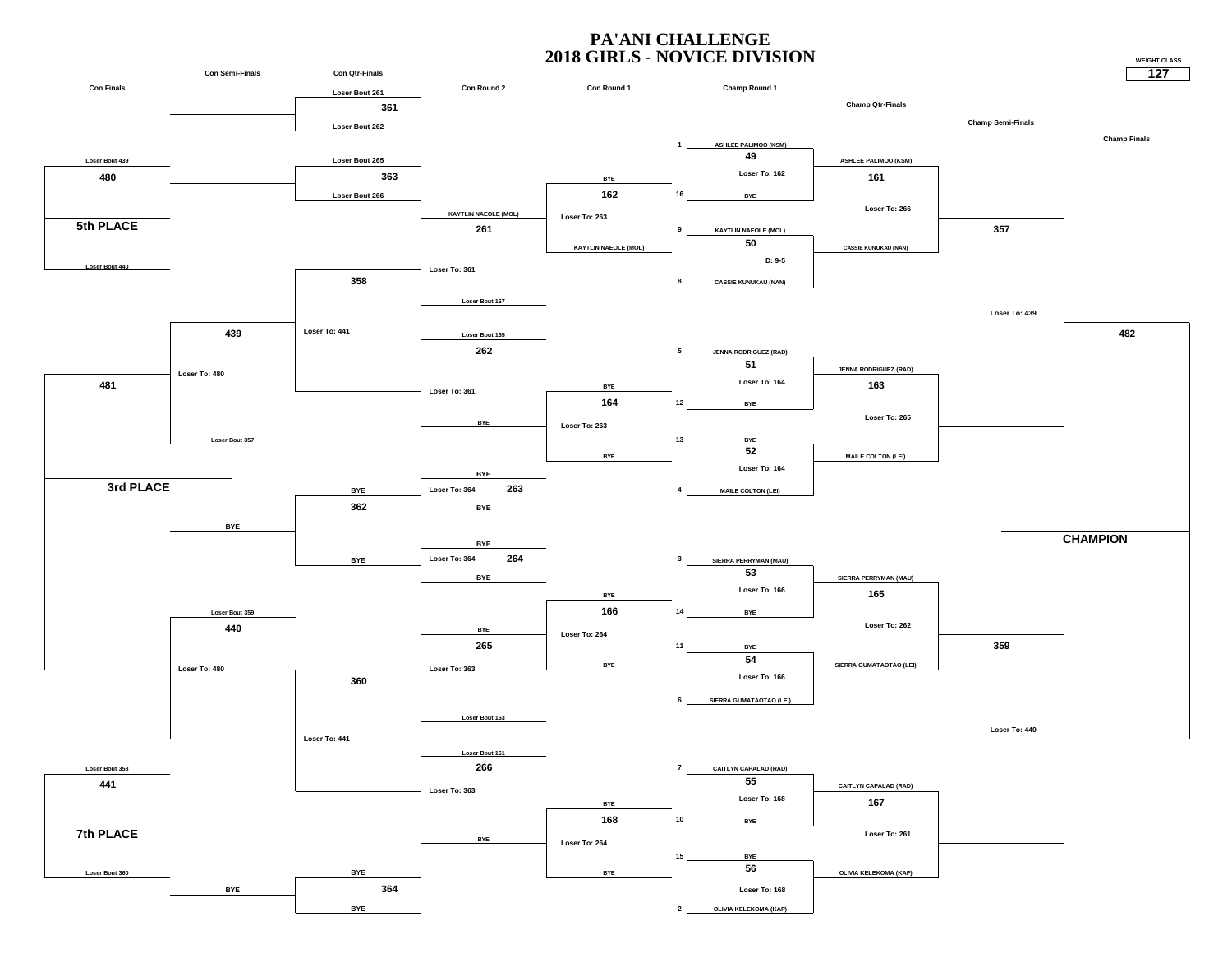# PA'ANI CHALLENGE
# 2018 GIRLS - NOVICE DIVISION

**WEIGHT CLASS: 127**

## Championship Bracket

### Champ Round 1

| Bout | Seed | Wrestler | Result |
|---|---|---|---|
| 49 | 1 | ASHLEE PALIMOO (KSM) | Loser To: 162 |
| | 16 | BYE | |
| 50 | 9 | KAYTLIN NAEOLE (MOL) | D: 9-5 |
| | 8 | CASSIE KUNUKAU (NAN) | |
| 51 | 5 | JENNA RODRIGUEZ (RAD) | Loser To: 164 |
| | 12 | BYE | |
| 52 | 13 | BYE | Loser To: 164 |
| | 4 | MAILE COLTON (LEI) | |
| 53 | 3 | SIERRA PERRYMAN (MAU) | Loser To: 166 |
| | 14 | BYE | |
| 54 | 11 | BYE | Loser To: 166 |
| | 6 | SIERRA GUMATAOTAO (LEI) | |
| 55 | 7 | CAITLYN CAPALAD (RAD) | Loser To: 168 |
| | 10 | BYE | |
| 56 | 15 | BYE | Loser To: 168 |
| | 2 | OLIVIA KELEKOMA (KAP) | |

### Champ Qtr-Finals

| Bout | Wrestler | Result |
|---|---|---|
| 161 | ASHLEE PALIMOO (KSM) | Loser To: 266 |
| | CASSIE KUNUKAU (NAN) | |
| 163 | JENNA RODRIGUEZ (RAD) | Loser To: 265 |
| | MAILE COLTON (LEI) | |
| 165 | SIERRA PERRYMAN (MAU) | Loser To: 262 |
| | SIERRA GUMATAOTAO (LEI) | |
| 167 | CAITLYN CAPALAD (RAD) | Loser To: 261 |
| | OLIVIA KELEKOMA (KAP) | |

### Champ Semi-Finals

| Bout | Result |
|---|---|
| 357 | Loser To: 439 |
| 359 | Loser To: 440 |

### Champ Finals

| Bout |
|---|
| 482 |

**CHAMPION**

## Consolation Bracket

### Con Round 1

| Bout | Wrestler | Result |
|---|---|---|
| 162 | BYE | Loser To: 263 |
| | KAYTLIN NAEOLE (MOL) | |
| 164 | BYE | Loser To: 263 |
| | BYE | |
| 166 | BYE | Loser To: 264 |
| | BYE | |
| 168 | BYE | Loser To: 264 |
| | BYE | |

### Con Round 2

| Bout | Wrestler | Result |
|---|---|---|
| 261 | KAYTLIN NAEOLE (MOL) | Loser To: 361 |
| | Loser Bout 167 | |
| 262 | Loser Bout 165 | Loser To: 361 |
| | BYE | |
| 263 | BYE | Loser To: 364 |
| | BYE | |
| 264 | BYE | Loser To: 364 |
| | BYE | |
| 265 | BYE | Loser To: 363 |
| | Loser Bout 163 | |
| 266 | Loser Bout 161 | Loser To: 363 |
| | BYE | |

### Con Qtr-Finals

| Bout | Wrestler | Result |
|---|---|---|
| 361 | Loser Bout 261 | |
| | Loser Bout 262 | |
| 363 | Loser Bout 265 | |
| | Loser Bout 266 | |
| 358 | | Loser To: 441 |
| 362 | BYE | |
| | BYE | |
| 360 | | Loser To: 441 |
| 364 | BYE | |
| | BYE | |

### Con Semi-Finals

| Bout | Wrestler | Result |
|---|---|---|
| 439 | Loser Bout 357 | Loser To: 480 |
| | BYE | |
| 440 | Loser Bout 359 | Loser To: 480 |
| | BYE | |

### Con Finals

| Bout | Wrestler | Place |
|---|---|---|
| 480 | Loser Bout 439 | 5th PLACE |
| | Loser Bout 440 | |
| 481 | | 3rd PLACE |
| 441 | Loser Bout 358 | 7th PLACE |
| | Loser Bout 360 | |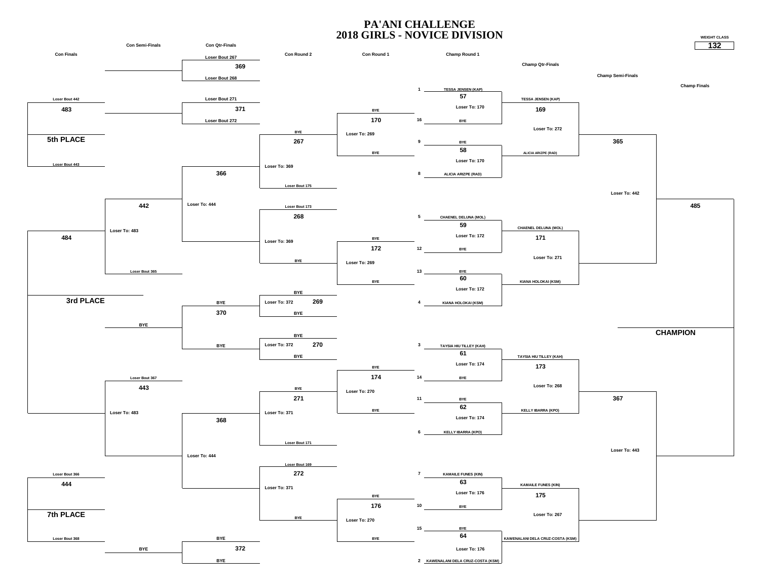# PA'ANI CHALLENGE
## 2018 GIRLS - NOVICE DIVISION

**WEIGHT CLASS: 132**

### Championship Bracket

**Champ Round 1**

| Seed | Wrestler | Bout | Note |
|---|---|---|---|
| 1 | TESSA JENSEN (KAP) | 57 | Loser To: 170 |
| 16 | BYE | | |
| 9 | BYE | 58 | Loser To: 170 |
| 8 | ALICIA ARIZPE (RAD) | | |
| 5 | CHAENEL DELUNA (MOL) | 59 | Loser To: 172 |
| 12 | BYE | | |
| 13 | BYE | 60 | Loser To: 172 |
| 4 | KIANA HOLOKAI (KSM) | | |
| 3 | TAYSIA HIU TILLEY (KAH) | 61 | Loser To: 174 |
| 14 | BYE | | |
| 11 | BYE | 62 | Loser To: 174 |
| 6 | KELLY IBARRA (KPO) | | |
| 7 | KAMAILE FUNES (KIN) | 63 | Loser To: 176 |
| 10 | BYE | | |
| 15 | BYE | 64 | Loser To: 176 |
| 2 | KAWENALANI DELA CRUZ-COSTA (KSM) | | |

**Champ Qtr-Finals**

| Bout | Wrestlers | Note |
|---|---|---|
| 169 | TESSA JENSEN (KAP) vs ALICIA ARIZPE (RAD) | Loser To: 272 |
| 171 | CHAENEL DELUNA (MOL) vs KIANA HOLOKAI (KSM) | Loser To: 271 |
| 173 | TAYSIA HIU TILLEY (KAH) vs KELLY IBARRA (KPO) | Loser To: 268 |
| 175 | KAMAILE FUNES (KIN) vs KAWENALANI DELA CRUZ-COSTA (KSM) | Loser To: 267 |

**Champ Semi-Finals**

| Bout | Note |
|---|---|
| 365 | Loser To: 442 |
| 367 | Loser To: 443 |

**Champ Finals**

| Bout | |
|---|---|
| 485 | CHAMPION |

### Consolation Bracket

**Con Round 1**

| Bout | Wrestlers | Note |
|---|---|---|
| 170 | BYE vs BYE | Loser To: 269 |
| 172 | BYE vs BYE | Loser To: 269 |
| 174 | BYE vs BYE | Loser To: 270 |
| 176 | BYE vs BYE | Loser To: 270 |

**Con Round 2**

| Bout | Wrestlers | Note |
|---|---|---|
| 267 | BYE vs Loser Bout 175 | Loser To: 369 |
| 268 | Loser Bout 173 vs BYE | Loser To: 369 |
| 269 | BYE vs BYE | Loser To: 372 |
| 270 | BYE vs BYE | Loser To: 372 |
| 271 | BYE vs Loser Bout 171 | Loser To: 371 |
| 272 | Loser Bout 169 vs BYE | Loser To: 371 |

**Con Qtr-Finals**

| Bout | Wrestlers | Note |
|---|---|---|
| 369 | Loser Bout 267 vs Loser Bout 268 | |
| 371 | Loser Bout 271 vs Loser Bout 272 | |
| 366 | | Loser To: 444 |
| 370 | BYE vs BYE | |
| 368 | | Loser To: 444 |
| 372 | BYE vs BYE | |

**Con Semi-Finals**

| Bout | Wrestlers | Note |
|---|---|---|
| 442 | Loser Bout 365 | Loser To: 483 |
| 443 | Loser Bout 367 | Loser To: 483 |

**Con Finals**

| Bout | Wrestlers | Place |
|---|---|---|
| 483 | Loser Bout 442 vs Loser Bout 443 | 5th PLACE |
| 484 | | 3rd PLACE |
| 444 | Loser Bout 366 vs Loser Bout 368 | 7th PLACE |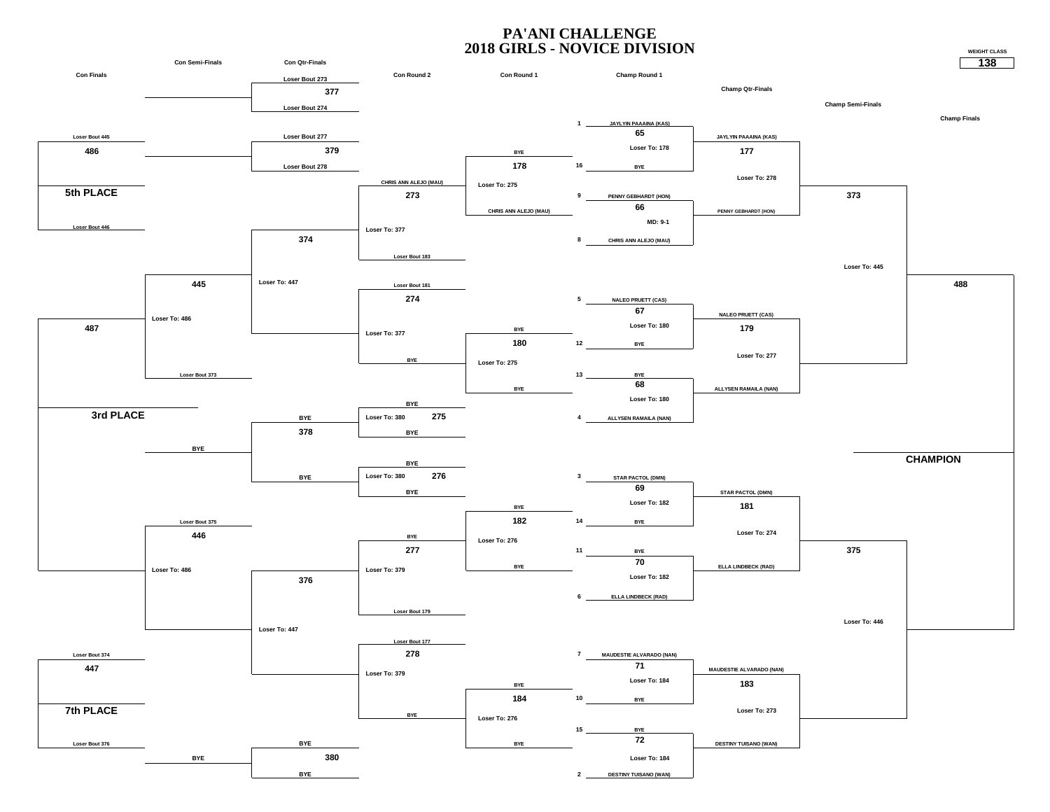# PA'ANI CHALLENGE
## 2018 GIRLS - NOVICE DIVISION

WEIGHT CLASS: **138**

### Championship Bracket

**Champ Round 1**

| Bout | Seed | Wrestler | Result |
|---|---|---|---|
| 65 | 1 | JAYLYIN PAAAINA (KAS) | Loser To: 178 |
| | 16 | BYE | |
| 66 | 9 | PENNY GEBHARDT (HON) | MD: 9-1 |
| | 8 | CHRIS ANN ALEJO (MAU) | |
| 67 | 5 | NALEO PRUETT (CAS) | Loser To: 180 |
| | 12 | BYE | |
| 68 | 13 | BYE | Loser To: 180 |
| | 4 | ALLYSEN RAMAILA (NAN) | |
| 69 | 3 | STAR PACTOL (DMN) | Loser To: 182 |
| | 14 | BYE | |
| 70 | 11 | BYE | Loser To: 182 |
| | 6 | ELLA LINDBECK (RAD) | |
| 71 | 7 | MAUDESTIE ALVARADO (NAN) | Loser To: 184 |
| | 10 | BYE | |
| 72 | 15 | BYE | Loser To: 184 |
| | 2 | DESTINY TUISANO (WAN) | |

**Champ Qtr-Finals**

| Bout | Wrestler | Result |
|---|---|---|
| 177 | JAYLYIN PAAAINA (KAS) | Loser To: 278 |
| | PENNY GEBHARDT (HON) | |
| 179 | NALEO PRUETT (CAS) | Loser To: 277 |
| | ALLYSEN RAMAILA (NAN) | |
| 181 | STAR PACTOL (DMN) | Loser To: 274 |
| | ELLA LINDBECK (RAD) | |
| 183 | MAUDESTIE ALVARADO (NAN) | Loser To: 273 |
| | DESTINY TUISANO (WAN) | |

**Champ Semi-Finals**

| Bout | Result |
|---|---|
| 373 | Loser To: 445 |
| 375 | Loser To: 446 |

**Champ Finals**

| Bout |
|---|
| 488 |

CHAMPION

### Consolation Bracket

**Con Round 1**

| Bout | Wrestler | Result |
|---|---|---|
| 178 | BYE | Loser To: 275 |
| | CHRIS ANN ALEJO (MAU) | |
| 180 | BYE | Loser To: 275 |
| | BYE | |
| 182 | BYE | Loser To: 276 |
| | BYE | |
| 184 | BYE | Loser To: 276 |
| | BYE | |

**Con Round 2**

| Bout | Wrestler | Result |
|---|---|---|
| 273 | CHRIS ANN ALEJO (MAU) | Loser To: 377 |
| | Loser Bout 183 | |
| 274 | Loser Bout 181 | Loser To: 377 |
| | BYE | |
| 275 | BYE | Loser To: 380 |
| | BYE | |
| 276 | BYE | Loser To: 380 |
| | BYE | |
| 277 | BYE | Loser To: 379 |
| | Loser Bout 179 | |
| 278 | Loser Bout 177 | Loser To: 379 |
| | BYE | |

**Con Qtr-Finals**

| Bout | Wrestler | Result |
|---|---|---|
| 377 | Loser Bout 273 | |
| | Loser Bout 274 | |
| 379 | Loser Bout 277 | |
| | Loser Bout 278 | |
| 374 | | Loser To: 447 |
| 376 | | Loser To: 447 |
| 378 | BYE | |
| | BYE | |
| 380 | BYE | |
| | BYE | |

**Con Semi-Finals**

| Bout | Wrestler | Result |
|---|---|---|
| 445 | Loser Bout 373 | Loser To: 486 |
| 446 | Loser Bout 375 | Loser To: 486 |
| | BYE | |
| | BYE | |

**Con Finals / Placement**

| Bout | Wrestler | Place |
|---|---|---|
| 486 | Loser Bout 445 | 5th PLACE |
| | Loser Bout 446 | |
| 487 | | 3rd PLACE |
| 447 | Loser Bout 374 | 7th PLACE |
| | Loser Bout 376 | |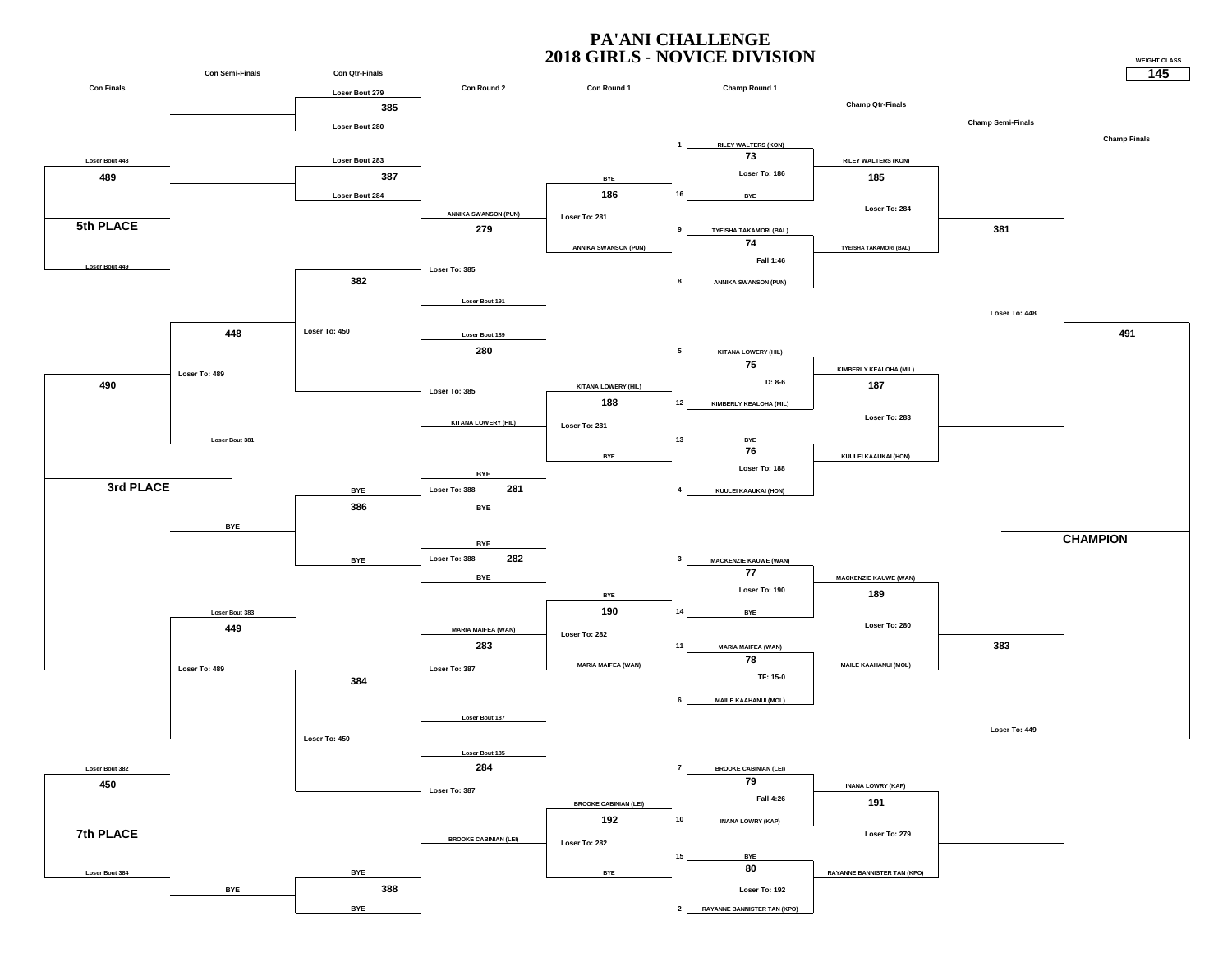# PA'ANI CHALLENGE
# 2018 GIRLS - NOVICE DIVISION

WEIGHT CLASS: **145**

## Championship Bracket

### Champ Round 1

| Seed | Wrestler | Bout | Result |
|---|---|---|---|
| 1 | RILEY WALTERS (KON) | 73 | Loser To: 186 |
| 16 | BYE | | |
| 9 | TYEISHA TAKAMORI (BAL) | 74 | Fall 1:46 |
| 8 | ANNIKA SWANSON (PUN) | | |
| 5 | KITANA LOWERY (HIL) | 75 | D: 8-6 |
| 12 | KIMBERLY KEALOHA (MIL) | | |
| 13 | BYE | 76 | Loser To: 188 |
| 4 | KUULEI KAAUKAI (HON) | | |
| 3 | MACKENZIE KAUWE (WAN) | 77 | Loser To: 190 |
| 14 | BYE | | |
| 11 | MARIA MAIFEA (WAN) | 78 | TF: 15-0 |
| 6 | MAILE KAAHANUI (MOL) | | |
| 7 | BROOKE CABINIAN (LEI) | 79 | Fall 4:26 |
| 10 | INANA LOWRY (KAP) | | |
| 15 | BYE | 80 | Loser To: 192 |
| 2 | RAYANNE BANNISTER TAN (KPO) | | |

### Champ Qtr-Finals

| Bout | Wrestlers | Result |
|---|---|---|
| 185 | RILEY WALTERS (KON) vs TYEISHA TAKAMORI (BAL) | Loser To: 284 |
| 187 | KIMBERLY KEALOHA (MIL) vs KUULEI KAAUKAI (HON) | Loser To: 283 |
| 189 | MACKENZIE KAUWE (WAN) vs MAILE KAAHANUI (MOL) | Loser To: 280 |
| 191 | INANA LOWRY (KAP) vs RAYANNE BANNISTER TAN (KPO) | Loser To: 279 |

### Champ Semi-Finals

| Bout | Result |
|---|---|
| 381 | Loser To: 448 |
| 383 | Loser To: 449 |

### Champ Finals

| Bout | |
|---|---|
| 491 | CHAMPION |

## Consolation Bracket

### Con Round 1

| Bout | Wrestlers | Result |
|---|---|---|
| 186 | BYE vs ANNIKA SWANSON (PUN) | Loser To: 281 |
| 188 | KITANA LOWERY (HIL) vs BYE | Loser To: 281 |
| 190 | BYE vs MARIA MAIFEA (WAN) | Loser To: 282 |
| 192 | BROOKE CABINIAN (LEI) vs BYE | Loser To: 282 |

### Con Round 2

| Bout | Wrestlers | Result |
|---|---|---|
| 279 | ANNIKA SWANSON (PUN) vs Loser Bout 191 | Loser To: 385 |
| 280 | Loser Bout 189 vs KITANA LOWERY (HIL) | Loser To: 385 |
| 281 | BYE vs BYE | Loser To: 388 |
| 282 | BYE vs BYE | Loser To: 388 |
| 283 | MARIA MAIFEA (WAN) vs Loser Bout 187 | Loser To: 387 |
| 284 | Loser Bout 185 vs BROOKE CABINIAN (LEI) | Loser To: 387 |

### Con Qtr-Finals

| Bout | Wrestlers | Result |
|---|---|---|
| 385 | Loser Bout 279 vs Loser Bout 280 | |
| 387 | Loser Bout 283 vs Loser Bout 284 | |
| 382 | | Loser To: 450 |
| 386 | BYE vs BYE | |
| 384 | | Loser To: 450 |
| 388 | BYE vs BYE | |

### Con Semi-Finals

| Bout | Wrestlers | Result |
|---|---|---|
| 448 | vs Loser Bout 381 | Loser To: 489 |
| 449 | Loser Bout 383 vs | Loser To: 489 |

### Con Finals

| Bout | Wrestlers | Place |
|---|---|---|
| 489 | Loser Bout 448 vs Loser Bout 449 | 5th PLACE |
| 490 | | 3rd PLACE |
| 450 | Loser Bout 382 vs Loser Bout 384 | 7th PLACE |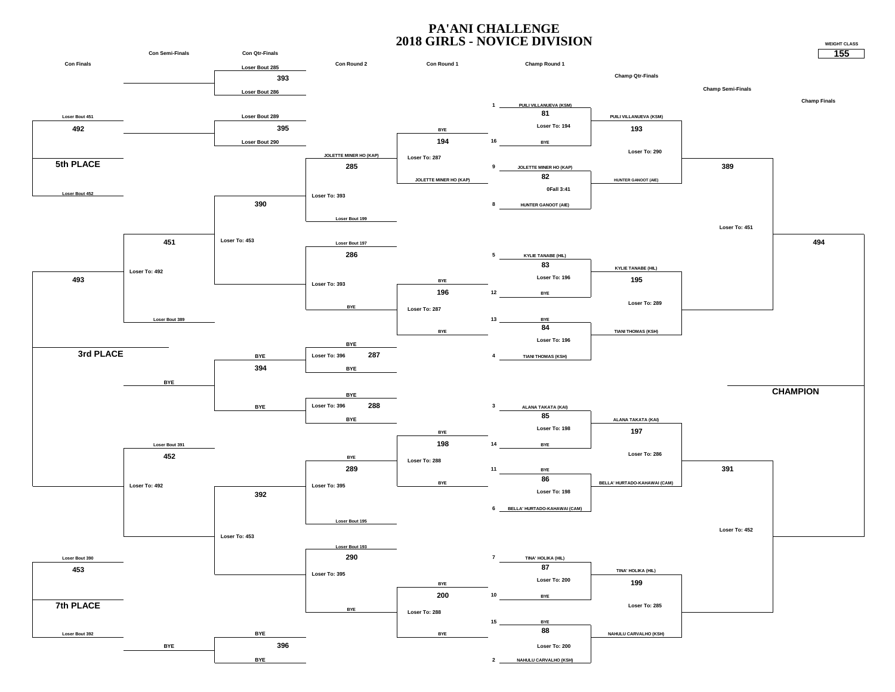# PA'ANI CHALLENGE
# 2018 GIRLS - NOVICE DIVISION

WEIGHT CLASS **155**

## Championship Bracket

### Champ Round 1

| Seed | Wrestler | Bout | Note |
|---|---|---|---|
| 1 | PUILI VILLANUEVA (KSM) | 81 | Loser To: 194 |
| 16 | BYE | | |
| 9 | JOLETTE MINER HO (KAP) | 82 | 0Fall 3:41 |
| 8 | HUNTER GANOOT (AIE) | | |
| 5 | KYLIE TANABE (HIL) | 83 | Loser To: 196 |
| 12 | BYE | | |
| 13 | BYE | 84 | Loser To: 196 |
| 4 | TIANI THOMAS (KSH) | | |
| 3 | ALANA TAKATA (KAI) | 85 | Loser To: 198 |
| 14 | BYE | | |
| 11 | BYE | 86 | Loser To: 198 |
| 6 | BELLA' HURTADO-KAHAWAI (CAM) | | |
| 7 | TINA' HOLIKA (HIL) | 87 | Loser To: 200 |
| 10 | BYE | | |
| 15 | BYE | 88 | Loser To: 200 |
| 2 | NAHULU CARVALHO (KSH) | | |

### Champ Qtr-Finals

| Bout | Wrestlers | Note |
|---|---|---|
| 193 | PUILI VILLANUEVA (KSM) vs HUNTER GANOOT (AIE) | Loser To: 290 |
| 195 | KYLIE TANABE (HIL) vs TIANI THOMAS (KSH) | Loser To: 289 |
| 197 | ALANA TAKATA (KAI) vs BELLA' HURTADO-KAHAWAI (CAM) | Loser To: 286 |
| 199 | TINA' HOLIKA (HIL) vs NAHULU CARVALHO (KSH) | Loser To: 285 |

### Champ Semi-Finals

| Bout | Note |
|---|---|
| 389 | Loser To: 451 |
| 391 | Loser To: 452 |

### Champ Finals

| Bout |
|---|
| 494 |

**CHAMPION**

## Consolation Bracket

### Con Round 1

| Bout | Wrestlers | Note |
|---|---|---|
| 194 | BYE vs JOLETTE MINER HO (KAP) | Loser To: 287 |
| 196 | BYE vs BYE | Loser To: 287 |
| 198 | BYE vs BYE | Loser To: 288 |
| 200 | BYE vs BYE | Loser To: 288 |

### Con Round 2

| Bout | Wrestlers | Note |
|---|---|---|
| 285 | JOLETTE MINER HO (KAP) vs Loser Bout 199 | Loser To: 393 |
| 286 | Loser Bout 197 vs BYE | Loser To: 393 |
| 287 | BYE vs BYE | Loser To: 396 |
| 288 | BYE vs BYE | Loser To: 396 |
| 289 | BYE vs Loser Bout 195 | Loser To: 395 |
| 290 | Loser Bout 193 vs BYE | Loser To: 395 |

### Con Qtr-Finals

| Bout | Wrestlers | Note |
|---|---|---|
| 393 | Loser Bout 285 vs Loser Bout 286 | |
| 395 | Loser Bout 289 vs Loser Bout 290 | |
| 390 | | Loser To: 453 |
| 392 | | Loser To: 453 |
| 394 | BYE vs BYE | |
| 396 | BYE vs BYE | |

### Con Semi-Finals

| Bout | Wrestlers | Note |
|---|---|---|
| 451 | vs Loser Bout 389 | Loser To: 492 |
| 452 | Loser Bout 391 vs | Loser To: 492 |
| BYE | | |
| BYE | | |

### Con Finals

| Bout | Wrestlers | Place |
|---|---|---|
| 492 | Loser Bout 451 vs Loser Bout 452 | 5th PLACE |
| 493 | | 3rd PLACE |
| 453 | Loser Bout 390 vs Loser Bout 392 | 7th PLACE |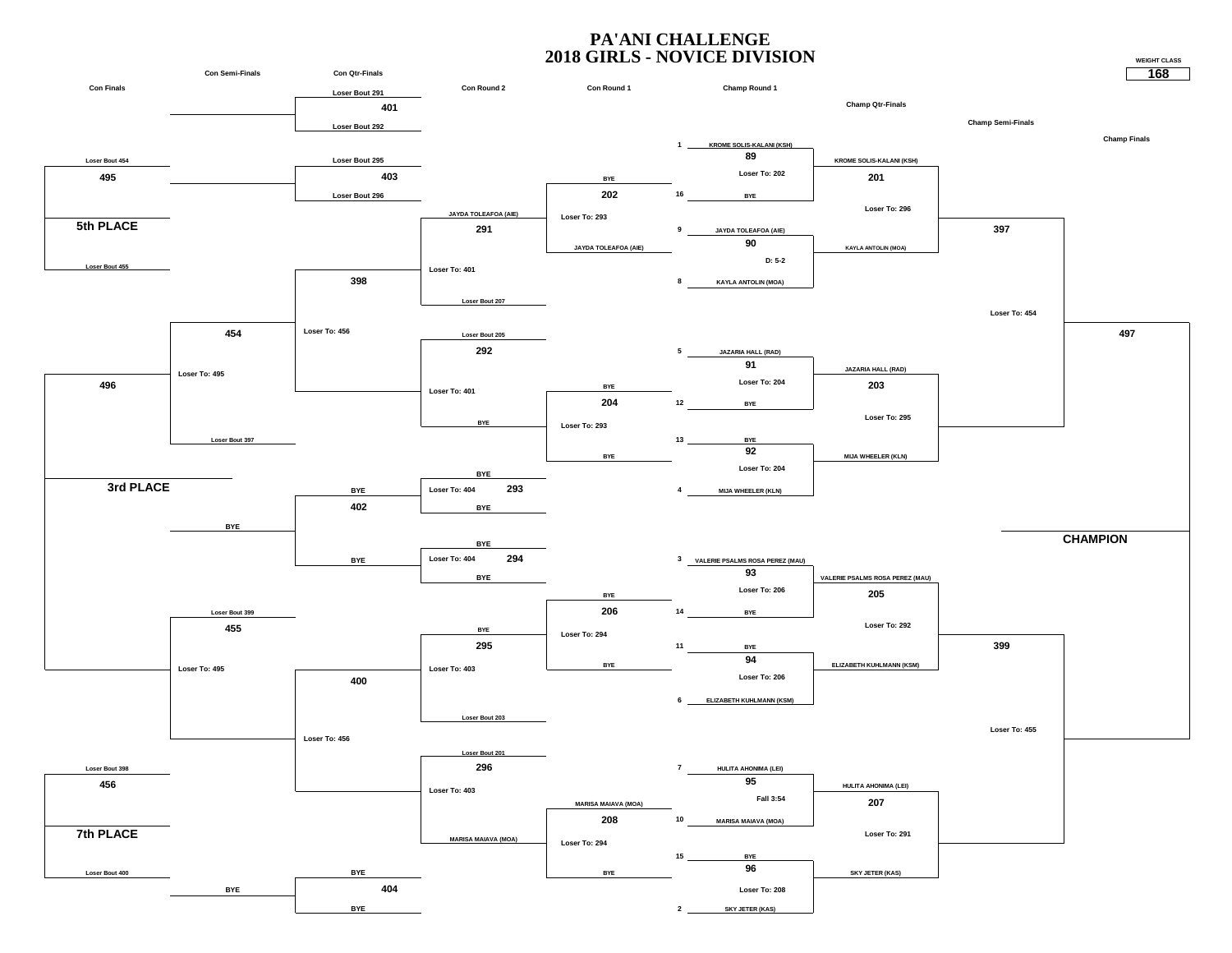# PA'ANI CHALLENGE
# 2018 GIRLS - NOVICE DIVISION

WEIGHT CLASS: **168**

## Championship Bracket

### Champ Round 1

| Seed | Wrestler | Bout | Result |
|---|---|---|---|
| 1 | KROME SOLIS-KALANI (KSH) | 89 | Loser To: 202 |
| 16 | BYE | | |
| 9 | JAYDA TOLEAFOA (AIE) | 90 | D: 5-2 |
| 8 | KAYLA ANTOLIN (MOA) | | |
| 5 | JAZARIA HALL (RAD) | 91 | Loser To: 204 |
| 12 | BYE | | |
| 13 | BYE | 92 | Loser To: 204 |
| 4 | MIJA WHEELER (KLN) | | |
| 3 | VALERIE PSALMS ROSA PEREZ (MAU) | 93 | Loser To: 206 |
| 14 | BYE | | |
| 11 | BYE | 94 | Loser To: 206 |
| 6 | ELIZABETH KUHLMANN (KSM) | | |
| 7 | HULITA AHONIMA (LEI) | 95 | Fall 3:54 |
| 10 | MARISA MAIAVA (MOA) | | |
| 15 | BYE | 96 | Loser To: 208 |
| 2 | SKY JETER (KAS) | | |

### Champ Qtr-Finals

| Bout | Wrestlers | Result |
|---|---|---|
| 201 | KROME SOLIS-KALANI (KSH) vs KAYLA ANTOLIN (MOA) | Loser To: 296 |
| 203 | JAZARIA HALL (RAD) vs MIJA WHEELER (KLN) | Loser To: 295 |
| 205 | VALERIE PSALMS ROSA PEREZ (MAU) vs ELIZABETH KUHLMANN (KSM) | Loser To: 292 |
| 207 | HULITA AHONIMA (LEI) vs SKY JETER (KAS) | Loser To: 291 |

### Champ Semi-Finals

| Bout | Result |
|---|---|
| 397 | Loser To: 454 |
| 399 | Loser To: 455 |

### Champ Finals

| Bout | |
|---|---|
| 497 | CHAMPION |

## Consolation Bracket

### Con Round 1

| Bout | Wrestlers | Result |
|---|---|---|
| 202 | BYE vs JAYDA TOLEAFOA (AIE) | Loser To: 293 |
| 204 | BYE vs BYE | Loser To: 293 |
| 206 | BYE vs BYE | Loser To: 294 |
| 208 | MARISA MAIAVA (MOA) vs BYE | Loser To: 294 |

### Con Round 2

| Bout | Wrestlers | Result |
|---|---|---|
| 291 | JAYDA TOLEAFOA (AIE) vs Loser Bout 207 | Loser To: 401 |
| 292 | Loser Bout 205 vs BYE | Loser To: 401 |
| 293 | BYE vs BYE | Loser To: 404 |
| 294 | BYE vs BYE | Loser To: 404 |
| 295 | BYE vs Loser Bout 203 | Loser To: 403 |
| 296 | Loser Bout 201 vs MARISA MAIAVA (MOA) | Loser To: 403 |

### Con Qtr-Finals

| Bout | Wrestlers | Result |
|---|---|---|
| 401 | Loser Bout 291 vs Loser Bout 292 | |
| 403 | Loser Bout 295 vs Loser Bout 296 | |
| 398 | | Loser To: 456 |
| 402 | BYE vs BYE | |
| 400 | | Loser To: 456 |
| 404 | BYE vs BYE | |

### Con Semi-Finals

| Bout | Wrestlers | Result |
|---|---|---|
| 454 | vs Loser Bout 397 | Loser To: 495 |
| 455 | Loser Bout 399 vs | Loser To: 495 |

### Con Finals

| Bout | Wrestlers | Place |
|---|---|---|
| 495 | Loser Bout 454 vs Loser Bout 455 | 5th PLACE |
| 496 | | 3rd PLACE |
| 456 | Loser Bout 398 vs Loser Bout 400 | 7th PLACE |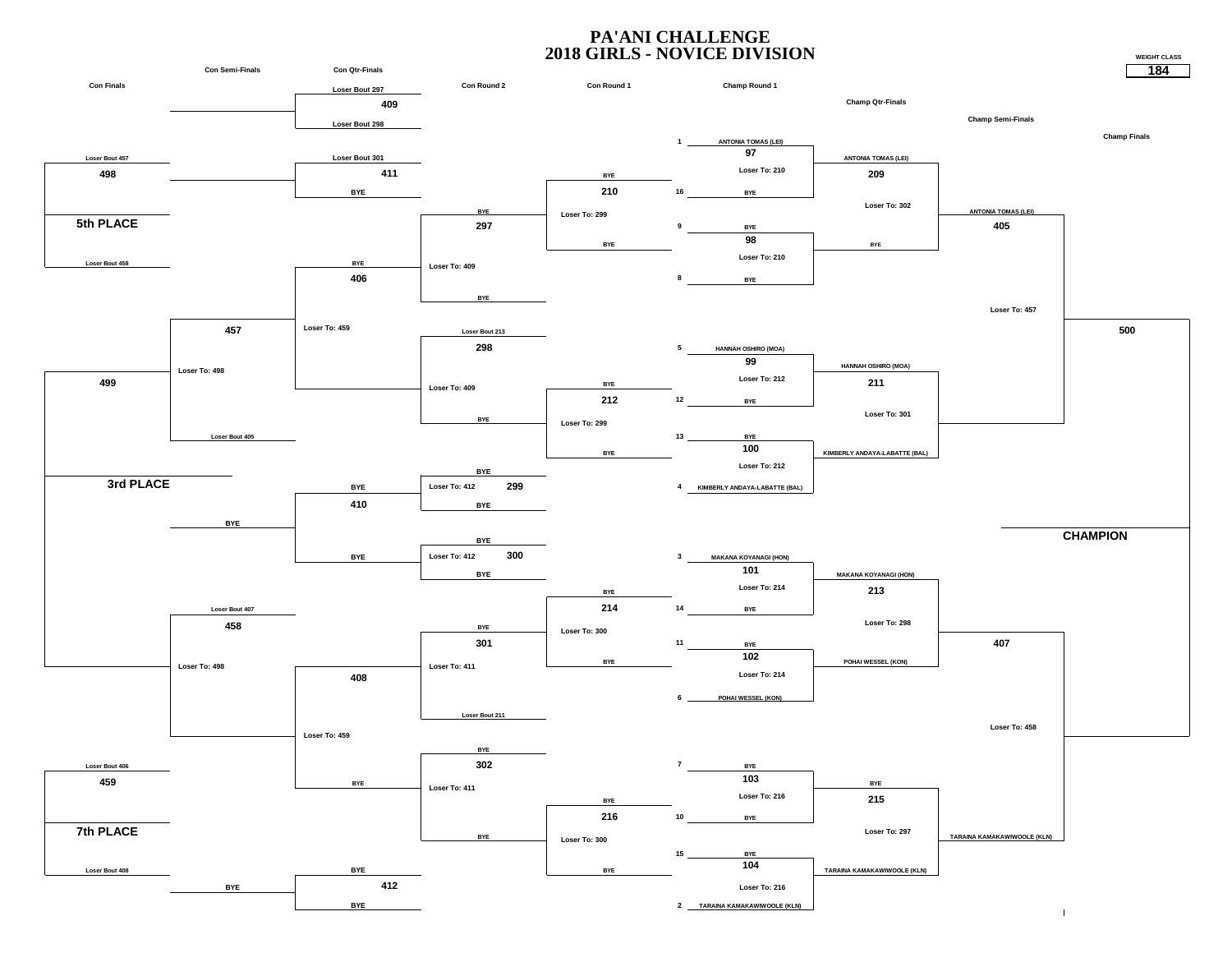# PA'ANI CHALLENGE
# 2018 GIRLS - NOVICE DIVISION

WEIGHT CLASS **184**

## Championship Bracket

| Seed | Champ Round 1 | Bout | Champ Qtr-Finals | Bout | Champ Semi-Finals | Bout | Champ Finals |
|---|---|---|---|---|---|---|---|
| 1 | ANTONIA TOMAS (LEI) | 97 (Loser To: 210) | ANTONIA TOMAS (LEI) | 209 (Loser To: 302) | ANTONIA TOMAS (LEI) | 405 (Loser To: 457) | 500 |
| 16 | BYE | | | | | | |
| 9 | BYE | 98 (Loser To: 210) | BYE | | | | |
| 8 | BYE | | | | | | |
| 5 | HANNAH OSHIRO (MOA) | 99 (Loser To: 212) | HANNAH OSHIRO (MOA) | 211 (Loser To: 301) | | | |
| 12 | BYE | | | | | | |
| 13 | BYE | 100 (Loser To: 212) | KIMBERLY ANDAYA-LABATTE (BAL) | | | | |
| 4 | KIMBERLY ANDAYA-LABATTE (BAL) | | | | | | |
| 3 | MAKANA KOYANAGI (HON) | 101 (Loser To: 214) | MAKANA KOYANAGI (HON) | 213 (Loser To: 298) | | 407 (Loser To: 458) | |
| 14 | BYE | | | | | | |
| 11 | BYE | 102 (Loser To: 214) | POHAI WESSEL (KON) | | | | |
| 6 | POHAI WESSEL (KON) | | | | | | |
| 7 | BYE | 103 (Loser To: 216) | BYE | 215 (Loser To: 297) | TARAINA KAMAKAWIWOOLE (KLN) | | |
| 10 | BYE | | | | | | |
| 15 | BYE | 104 (Loser To: 216) | TARAINA KAMAKAWIWOOLE (KLN) | | | | |
| 2 | TARAINA KAMAKAWIWOOLE (KLN) | | | | | | |

**CHAMPION**

## Consolation Bracket

| Con Round 1 | Con Round 2 | Con Qtr-Finals | Con Semi-Finals | Con Finals |
|---|---|---|---|---|
| BYE / BYE — 210 (Loser To: 299) | BYE / BYE — 297 (Loser To: 409) | Loser Bout 297 / Loser Bout 298 — 409 | | Loser Bout 457 / Loser Bout 458 — 498 (5th PLACE) |
| | | Loser Bout 301 / BYE — 411 | | |
| BYE / BYE — 212 (Loser To: 299) | Loser Bout 213 / BYE — 298 (Loser To: 409) | BYE — 406 (Loser To: 459) | 457 (Loser To: 498) / Loser Bout 405 | 499 (3rd PLACE) |
| | BYE / BYE — 299 (Loser To: 412) | BYE / BYE — 410 | BYE | |
| | BYE / BYE — 300 (Loser To: 412) | | | |
| BYE / BYE — 214 (Loser To: 300) | BYE / Loser Bout 211 — 301 (Loser To: 411) | 408 (Loser To: 459) | Loser Bout 407 — 458 (Loser To: 498) | |
| BYE / BYE — 216 (Loser To: 300) | BYE / BYE — 302 (Loser To: 411) | BYE | | Loser Bout 406 / Loser Bout 408 — 459 (7th PLACE) |
| | | BYE / BYE — 412 | BYE | |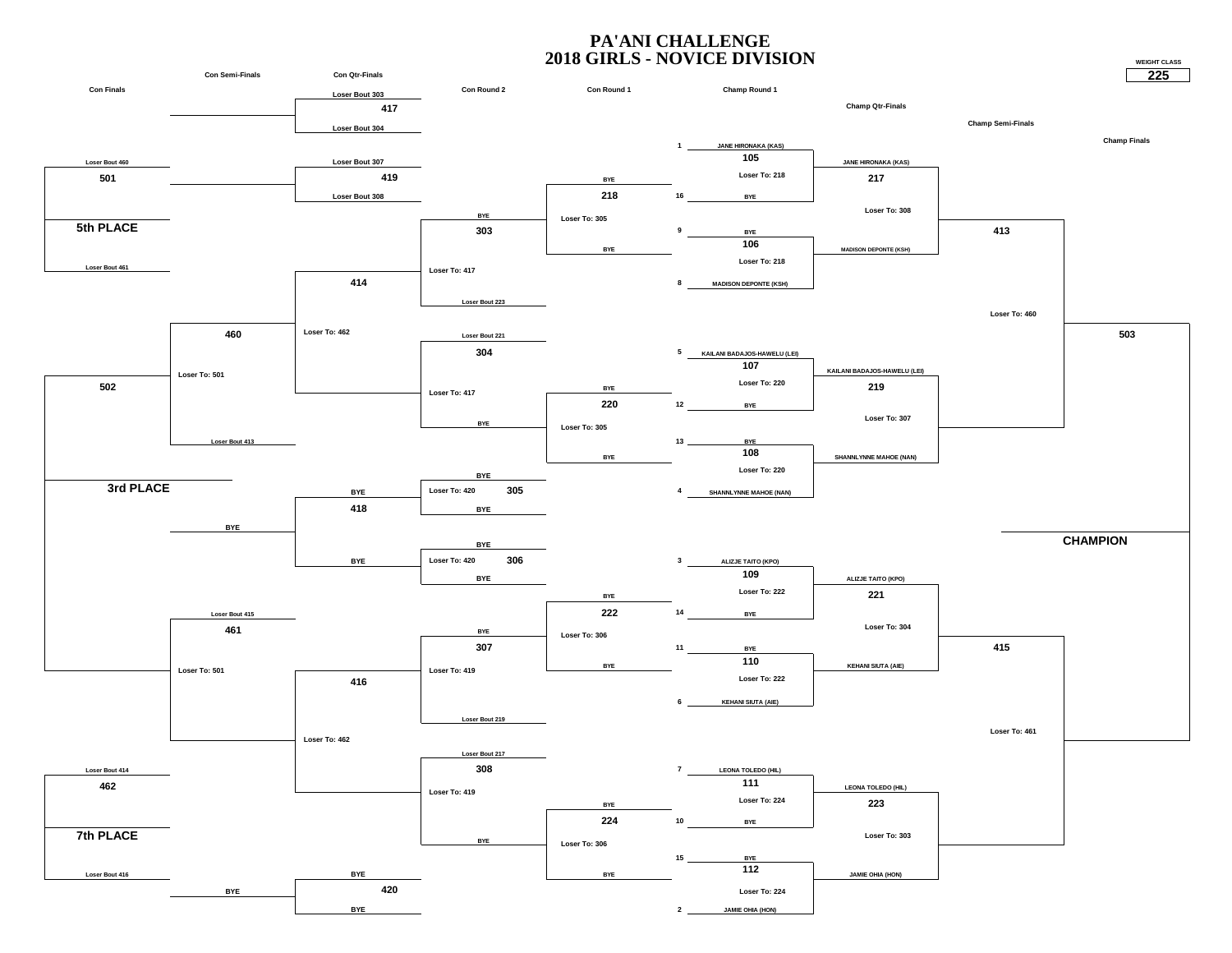# PA'ANI CHALLENGE
## 2018 GIRLS - NOVICE DIVISION

WEIGHT CLASS
**225**

Con Finals
Con Semi-Finals
Con Qtr-Finals
Con Round 2
Con Round 1
Champ Round 1
Champ Qtr-Finals
Champ Semi-Finals
Champ Finals

Loser Bout 303
417
Loser Bout 304

1 JANE HIRONAKA (KAS)
105
Loser To: 218
16 BYE

JANE HIRONAKA (KAS)
217
Loser To: 308

Loser Bout 460
501
5th PLACE
Loser Bout 461

Loser Bout 307
419
Loser Bout 308

BYE
218
Loser To: 305
BYE

BYE
303
Loser To: 417
Loser Bout 223

9 BYE
106
Loser To: 218
8 MADISON DEPONTE (KSH)

MADISON DEPONTE (KSH)

413
Loser To: 460

414
Loser To: 462

460
Loser To: 501
Loser Bout 413

503

Loser Bout 221
304
Loser To: 417
BYE

5 KAILANI BADAJOS-HAWELU (LEI)
107
Loser To: 220
12 BYE

KAILANI BADAJOS-HAWELU (LEI)
219
Loser To: 307

BYE
220
Loser To: 305
BYE

13 BYE
108
Loser To: 220
4 SHANNLYNNE MAHOE (NAN)

SHANNLYNNE MAHOE (NAN)

502
3rd PLACE

BYE
418
BYE

BYE

BYE
Loser To: 420 305
BYE

BYE
Loser To: 420 306
BYE

CHAMPION

3 ALIZJE TAITO (KPO)
109
Loser To: 222
14 BYE

ALIZJE TAITO (KPO)
221
Loser To: 304

BYE
222
Loser To: 306
BYE

Loser Bout 415
461
Loser To: 501

BYE
307
Loser To: 419
Loser Bout 219

11 BYE
110
Loser To: 222
6 KEHANI SIUTA (AIE)

KEHANI SIUTA (AIE)

415
Loser To: 461

416
Loser To: 462

Loser Bout 217
308
Loser To: 419
BYE

7 LEONA TOLEDO (HIL)
111
Loser To: 224
10 BYE

LEONA TOLEDO (HIL)
223
Loser To: 303

Loser Bout 414
462
7th PLACE
Loser Bout 416

BYE
224
Loser To: 306
BYE

15 BYE
112
Loser To: 224
2 JAMIE OHIA (HON)

JAMIE OHIA (HON)

BYE
BYE
420
BYE